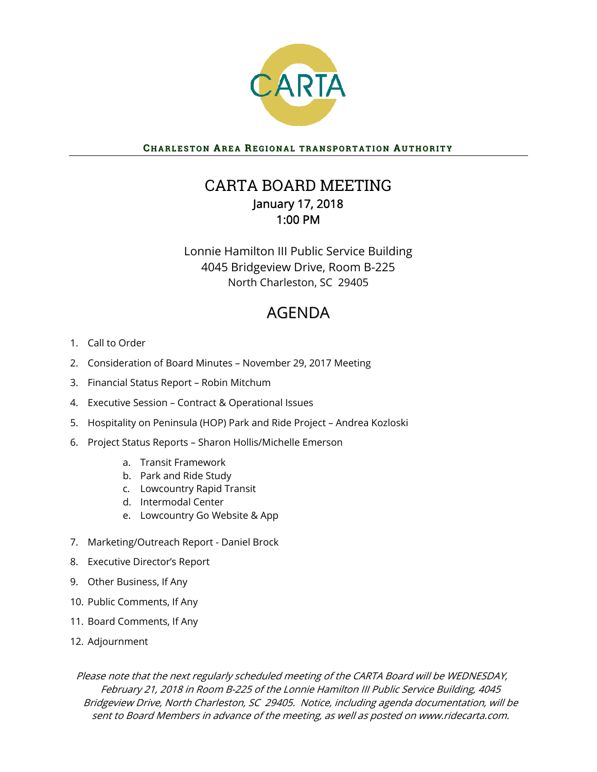CARTA

**CHARLESTON AREA REGIONAL TRANSPORTATION AUTHORITY**

# CARTA BOARD MEETING

January 17, 2018
1:00 PM

Lonnie Hamilton III Public Service Building
4045 Bridgeview Drive, Room B-225
North Charleston, SC 29405

## AGENDA

1. Call to Order
2. Consideration of Board Minutes – November 29, 2017 Meeting
3. Financial Status Report – Robin Mitchum
4. Executive Session – Contract & Operational Issues
5. Hospitality on Peninsula (HOP) Park and Ride Project – Andrea Kozloski
6. Project Status Reports – Sharon Hollis/Michelle Emerson
    a. Transit Framework
    b. Park and Ride Study
    c. Lowcountry Rapid Transit
    d. Intermodal Center
    e. Lowcountry Go Website & App
7. Marketing/Outreach Report - Daniel Brock
8. Executive Director's Report
9. Other Business, If Any
10. Public Comments, If Any
11. Board Comments, If Any
12. Adjournment

*Please note that the next regularly scheduled meeting of the CARTA Board will be WEDNESDAY, February 21, 2018 in Room B-225 of the Lonnie Hamilton III Public Service Building, 4045 Bridgeview Drive, North Charleston, SC 29405. Notice, including agenda documentation, will be sent to Board Members in advance of the meeting, as well as posted on www.ridecarta.com.*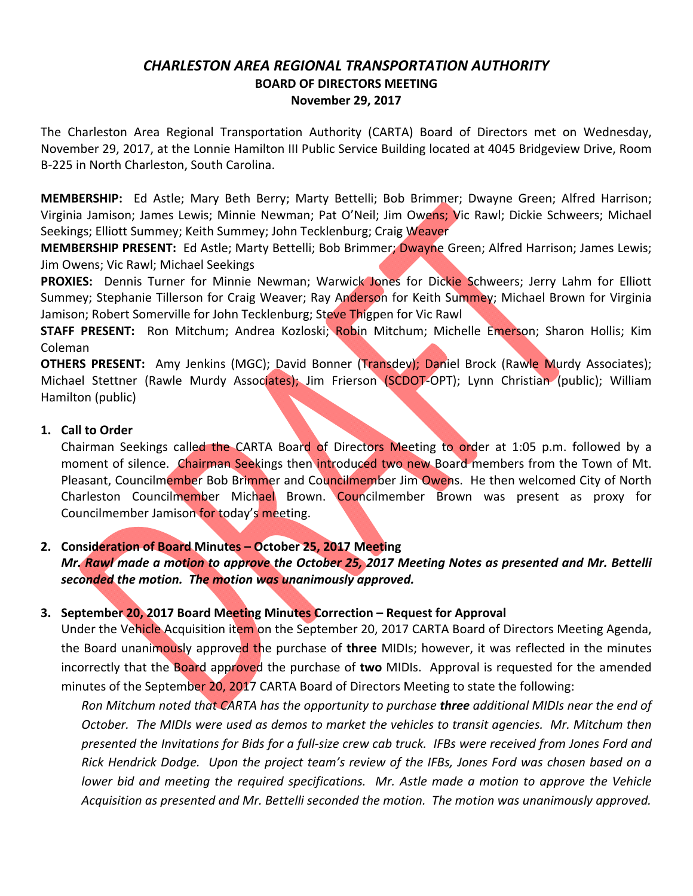# *CHARLESTON AREA REGIONAL TRANSPORTATION AUTHORITY*

## BOARD OF DIRECTORS MEETING

### November 29, 2017

The Charleston Area Regional Transportation Authority (CARTA) Board of Directors met on Wednesday, November 29, 2017, at the Lonnie Hamilton III Public Service Building located at 4045 Bridgeview Drive, Room B-225 in North Charleston, South Carolina.

**MEMBERSHIP:** Ed Astle; Mary Beth Berry; Marty Bettelli; Bob Brimmer; Dwayne Green; Alfred Harrison; Virginia Jamison; James Lewis; Minnie Newman; Pat O'Neil; Jim Owens; Vic Rawl; Dickie Schweers; Michael Seekings; Elliott Summey; Keith Summey; John Tecklenburg; Craig Weaver

**MEMBERSHIP PRESENT:** Ed Astle; Marty Bettelli; Bob Brimmer; Dwayne Green; Alfred Harrison; James Lewis; Jim Owens; Vic Rawl; Michael Seekings

**PROXIES:** Dennis Turner for Minnie Newman; Warwick Jones for Dickie Schweers; Jerry Lahm for Elliott Summey; Stephanie Tillerson for Craig Weaver; Ray Anderson for Keith Summey; Michael Brown for Virginia Jamison; Robert Somerville for John Tecklenburg; Steve Thigpen for Vic Rawl

**STAFF PRESENT:** Ron Mitchum; Andrea Kozloski; Robin Mitchum; Michelle Emerson; Sharon Hollis; Kim Coleman

**OTHERS PRESENT:** Amy Jenkins (MGC); David Bonner (Transdev); Daniel Brock (Rawle Murdy Associates); Michael Stettner (Rawle Murdy Associates); Jim Frierson (SCDOT-OPT); Lynn Christian (public); William Hamilton (public)

1. **Call to Order**

   Chairman Seekings called the CARTA Board of Directors Meeting to order at 1:05 p.m. followed by a moment of silence. Chairman Seekings then introduced two new Board members from the Town of Mt. Pleasant, Councilmember Bob Brimmer and Councilmember Jim Owens. He then welcomed City of North Charleston Councilmember Michael Brown. Councilmember Brown was present as proxy for Councilmember Jamison for today's meeting.

2. **Consideration of Board Minutes – October 25, 2017 Meeting**

   ***Mr. Rawl made a motion to approve the October 25, 2017 Meeting Notes as presented and Mr. Bettelli seconded the motion. The motion was unanimously approved.***

3. **September 20, 2017 Board Meeting Minutes Correction – Request for Approval**

   Under the Vehicle Acquisition item on the September 20, 2017 CARTA Board of Directors Meeting Agenda, the Board unanimously approved the purchase of **three** MIDIs; however, it was reflected in the minutes incorrectly that the Board approved the purchase of **two** MIDIs. Approval is requested for the amended minutes of the September 20, 2017 CARTA Board of Directors Meeting to state the following:

   *Ron Mitchum noted that CARTA has the opportunity to purchase **three** additional MIDIs near the end of October. The MIDIs were used as demos to market the vehicles to transit agencies. Mr. Mitchum then presented the Invitations for Bids for a full-size crew cab truck. IFBs were received from Jones Ford and Rick Hendrick Dodge. Upon the project team's review of the IFBs, Jones Ford was chosen based on a lower bid and meeting the required specifications. Mr. Astle made a motion to approve the Vehicle Acquisition as presented and Mr. Bettelli seconded the motion. The motion was unanimously approved.*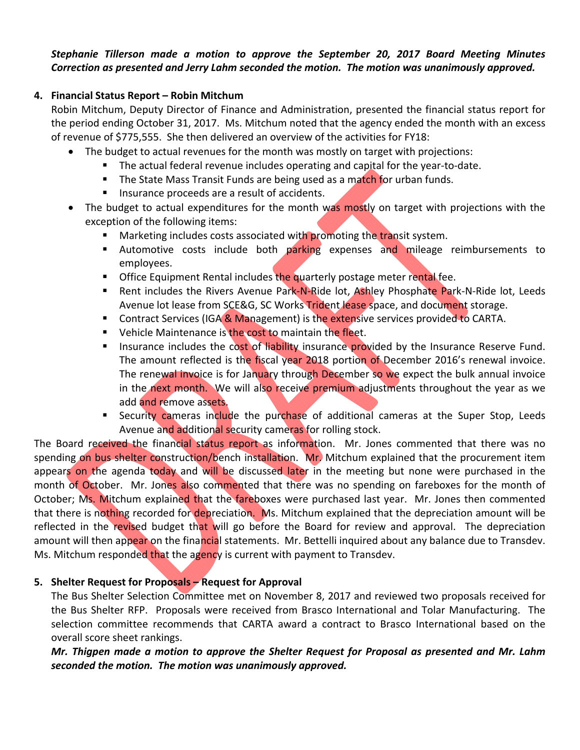***Stephanie Tillerson made a motion to approve the September 20, 2017 Board Meeting Minutes Correction as presented and Jerry Lahm seconded the motion. The motion was unanimously approved.***

**4. Financial Status Report – Robin Mitchum**

Robin Mitchum, Deputy Director of Finance and Administration, presented the financial status report for the period ending October 31, 2017. Ms. Mitchum noted that the agency ended the month with an excess of revenue of $775,555. She then delivered an overview of the activities for FY18:

- The budget to actual revenues for the month was mostly on target with projections:
  - The actual federal revenue includes operating and capital for the year-to-date.
  - The State Mass Transit Funds are being used as a match for urban funds.
  - Insurance proceeds are a result of accidents.
- The budget to actual expenditures for the month was mostly on target with projections with the exception of the following items:
  - Marketing includes costs associated with promoting the transit system.
  - Automotive costs include both parking expenses and mileage reimbursements to employees.
  - Office Equipment Rental includes the quarterly postage meter rental fee.
  - Rent includes the Rivers Avenue Park-N-Ride lot, Ashley Phosphate Park-N-Ride lot, Leeds Avenue lot lease from SCE&G, SC Works Trident lease space, and document storage.
  - Contract Services (IGA & Management) is the extensive services provided to CARTA.
  - Vehicle Maintenance is the cost to maintain the fleet.
  - Insurance includes the cost of liability insurance provided by the Insurance Reserve Fund. The amount reflected is the fiscal year 2018 portion of December 2016's renewal invoice. The renewal invoice is for January through December so we expect the bulk annual invoice in the next month. We will also receive premium adjustments throughout the year as we add and remove assets.
  - Security cameras include the purchase of additional cameras at the Super Stop, Leeds Avenue and additional security cameras for rolling stock.

The Board received the financial status report as information. Mr. Jones commented that there was no spending on bus shelter construction/bench installation. Mr. Mitchum explained that the procurement item appears on the agenda today and will be discussed later in the meeting but none were purchased in the month of October. Mr. Jones also commented that there was no spending on fareboxes for the month of October; Ms. Mitchum explained that the fareboxes were purchased last year. Mr. Jones then commented that there is nothing recorded for depreciation. Ms. Mitchum explained that the depreciation amount will be reflected in the revised budget that will go before the Board for review and approval. The depreciation amount will then appear on the financial statements. Mr. Bettelli inquired about any balance due to Transdev. Ms. Mitchum responded that the agency is current with payment to Transdev.

**5. Shelter Request for Proposals – Request for Approval**

The Bus Shelter Selection Committee met on November 8, 2017 and reviewed two proposals received for the Bus Shelter RFP. Proposals were received from Brasco International and Tolar Manufacturing. The selection committee recommends that CARTA award a contract to Brasco International based on the overall score sheet rankings.

***Mr. Thigpen made a motion to approve the Shelter Request for Proposal as presented and Mr. Lahm seconded the motion. The motion was unanimously approved.***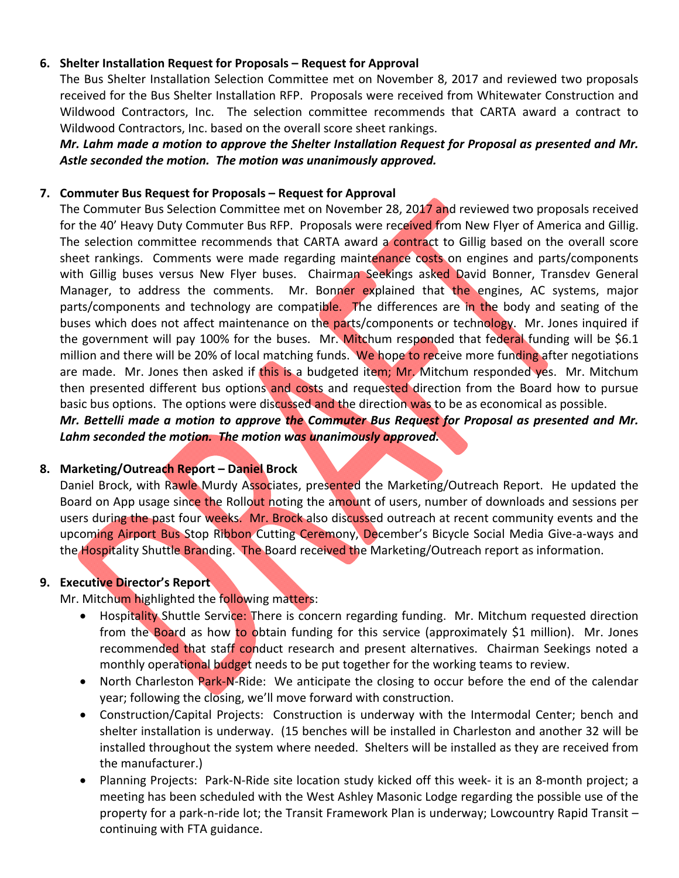6. **Shelter Installation Request for Proposals – Request for Approval**
   The Bus Shelter Installation Selection Committee met on November 8, 2017 and reviewed two proposals received for the Bus Shelter Installation RFP. Proposals were received from Whitewater Construction and Wildwood Contractors, Inc. The selection committee recommends that CARTA award a contract to Wildwood Contractors, Inc. based on the overall score sheet rankings.
   ***Mr. Lahm made a motion to approve the Shelter Installation Request for Proposal as presented and Mr. Astle seconded the motion. The motion was unanimously approved.***

7. **Commuter Bus Request for Proposals – Request for Approval**
   The Commuter Bus Selection Committee met on November 28, 2017 and reviewed two proposals received for the 40' Heavy Duty Commuter Bus RFP. Proposals were received from New Flyer of America and Gillig. The selection committee recommends that CARTA award a contract to Gillig based on the overall score sheet rankings. Comments were made regarding maintenance costs on engines and parts/components with Gillig buses versus New Flyer buses. Chairman Seekings asked David Bonner, Transdev General Manager, to address the comments. Mr. Bonner explained that the engines, AC systems, major parts/components and technology are compatible. The differences are in the body and seating of the buses which does not affect maintenance on the parts/components or technology. Mr. Jones inquired if the government will pay 100% for the buses. Mr. Mitchum responded that federal funding will be $6.1 million and there will be 20% of local matching funds. We hope to receive more funding after negotiations are made. Mr. Jones then asked if this is a budgeted item; Mr. Mitchum responded yes. Mr. Mitchum then presented different bus options and costs and requested direction from the Board how to pursue basic bus options. The options were discussed and the direction was to be as economical as possible.
   ***Mr. Bettelli made a motion to approve the Commuter Bus Request for Proposal as presented and Mr. Lahm seconded the motion. The motion was unanimously approved.***

8. **Marketing/Outreach Report – Daniel Brock**
   Daniel Brock, with Rawle Murdy Associates, presented the Marketing/Outreach Report. He updated the Board on App usage since the Rollout noting the amount of users, number of downloads and sessions per users during the past four weeks. Mr. Brock also discussed outreach at recent community events and the upcoming Airport Bus Stop Ribbon Cutting Ceremony, December's Bicycle Social Media Give-a-ways and the Hospitality Shuttle Branding. The Board received the Marketing/Outreach report as information.

9. **Executive Director's Report**
   Mr. Mitchum highlighted the following matters:
   - Hospitality Shuttle Service: There is concern regarding funding. Mr. Mitchum requested direction from the Board as how to obtain funding for this service (approximately $1 million). Mr. Jones recommended that staff conduct research and present alternatives. Chairman Seekings noted a monthly operational budget needs to be put together for the working teams to review.
   - North Charleston Park-N-Ride: We anticipate the closing to occur before the end of the calendar year; following the closing, we'll move forward with construction.
   - Construction/Capital Projects: Construction is underway with the Intermodal Center; bench and shelter installation is underway. (15 benches will be installed in Charleston and another 32 will be installed throughout the system where needed. Shelters will be installed as they are received from the manufacturer.)
   - Planning Projects: Park-N-Ride site location study kicked off this week- it is an 8-month project; a meeting has been scheduled with the West Ashley Masonic Lodge regarding the possible use of the property for a park-n-ride lot; the Transit Framework Plan is underway; Lowcountry Rapid Transit – continuing with FTA guidance.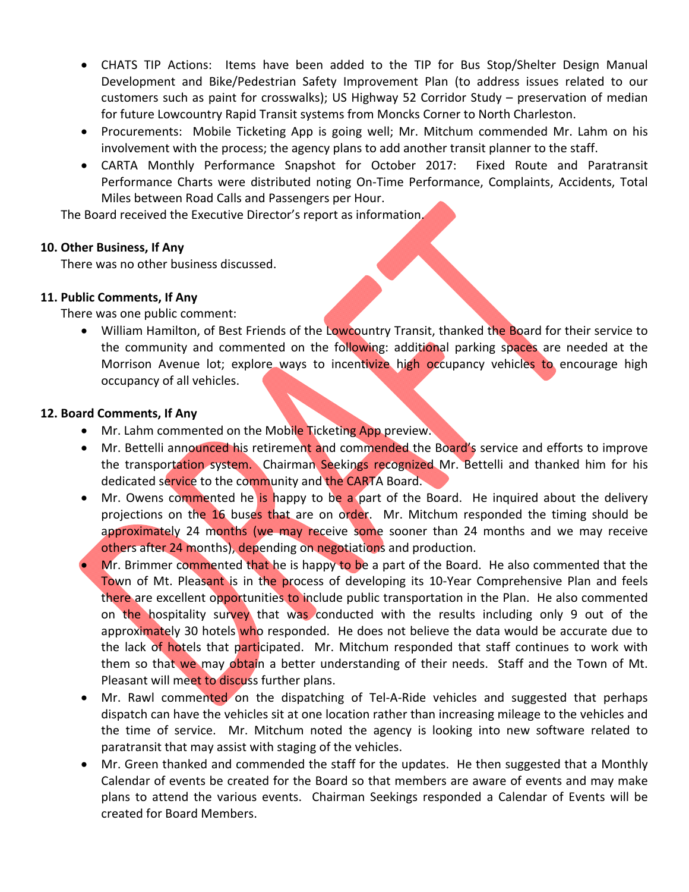- CHATS TIP Actions: Items have been added to the TIP for Bus Stop/Shelter Design Manual Development and Bike/Pedestrian Safety Improvement Plan (to address issues related to our customers such as paint for crosswalks); US Highway 52 Corridor Study – preservation of median for future Lowcountry Rapid Transit systems from Moncks Corner to North Charleston.
- Procurements: Mobile Ticketing App is going well; Mr. Mitchum commended Mr. Lahm on his involvement with the process; the agency plans to add another transit planner to the staff.
- CARTA Monthly Performance Snapshot for October 2017: Fixed Route and Paratransit Performance Charts were distributed noting On-Time Performance, Complaints, Accidents, Total Miles between Road Calls and Passengers per Hour.

The Board received the Executive Director's report as information.

**10. Other Business, If Any**

There was no other business discussed.

**11. Public Comments, If Any**

There was one public comment:

- William Hamilton, of Best Friends of the Lowcountry Transit, thanked the Board for their service to the community and commented on the following: additional parking spaces are needed at the Morrison Avenue lot; explore ways to incentivize high occupancy vehicles to encourage high occupancy of all vehicles.

**12. Board Comments, If Any**

- Mr. Lahm commented on the Mobile Ticketing App preview.
- Mr. Bettelli announced his retirement and commended the Board's service and efforts to improve the transportation system. Chairman Seekings recognized Mr. Bettelli and thanked him for his dedicated service to the community and the CARTA Board.
- Mr. Owens commented he is happy to be a part of the Board. He inquired about the delivery projections on the 16 buses that are on order. Mr. Mitchum responded the timing should be approximately 24 months (we may receive some sooner than 24 months and we may receive others after 24 months), depending on negotiations and production.
- Mr. Brimmer commented that he is happy to be a part of the Board. He also commented that the Town of Mt. Pleasant is in the process of developing its 10-Year Comprehensive Plan and feels there are excellent opportunities to include public transportation in the Plan. He also commented on the hospitality survey that was conducted with the results including only 9 out of the approximately 30 hotels who responded. He does not believe the data would be accurate due to the lack of hotels that participated. Mr. Mitchum responded that staff continues to work with them so that we may obtain a better understanding of their needs. Staff and the Town of Mt. Pleasant will meet to discuss further plans.
- Mr. Rawl commented on the dispatching of Tel-A-Ride vehicles and suggested that perhaps dispatch can have the vehicles sit at one location rather than increasing mileage to the vehicles and the time of service. Mr. Mitchum noted the agency is looking into new software related to paratransit that may assist with staging of the vehicles.
- Mr. Green thanked and commended the staff for the updates. He then suggested that a Monthly Calendar of events be created for the Board so that members are aware of events and may make plans to attend the various events. Chairman Seekings responded a Calendar of Events will be created for Board Members.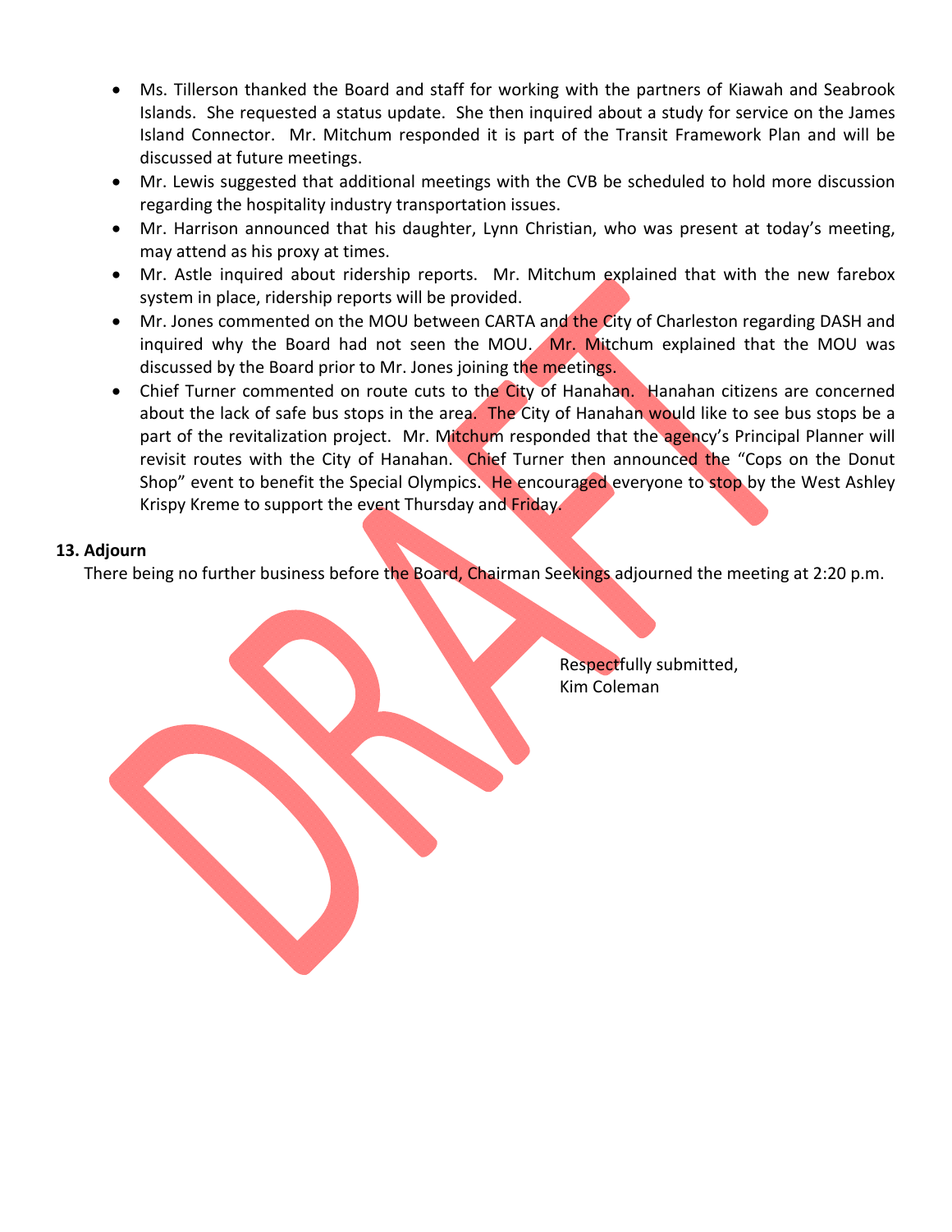- Ms. Tillerson thanked the Board and staff for working with the partners of Kiawah and Seabrook Islands. She requested a status update. She then inquired about a study for service on the James Island Connector. Mr. Mitchum responded it is part of the Transit Framework Plan and will be discussed at future meetings.
- Mr. Lewis suggested that additional meetings with the CVB be scheduled to hold more discussion regarding the hospitality industry transportation issues.
- Mr. Harrison announced that his daughter, Lynn Christian, who was present at today's meeting, may attend as his proxy at times.
- Mr. Astle inquired about ridership reports. Mr. Mitchum explained that with the new farebox system in place, ridership reports will be provided.
- Mr. Jones commented on the MOU between CARTA and the City of Charleston regarding DASH and inquired why the Board had not seen the MOU. Mr. Mitchum explained that the MOU was discussed by the Board prior to Mr. Jones joining the meetings.
- Chief Turner commented on route cuts to the City of Hanahan. Hanahan citizens are concerned about the lack of safe bus stops in the area. The City of Hanahan would like to see bus stops be a part of the revitalization project. Mr. Mitchum responded that the agency's Principal Planner will revisit routes with the City of Hanahan. Chief Turner then announced the "Cops on the Donut Shop" event to benefit the Special Olympics. He encouraged everyone to stop by the West Ashley Krispy Kreme to support the event Thursday and Friday.

**13. Adjourn**

There being no further business before the Board, Chairman Seekings adjourned the meeting at 2:20 p.m.

Respectfully submitted,
Kim Coleman

DRAFT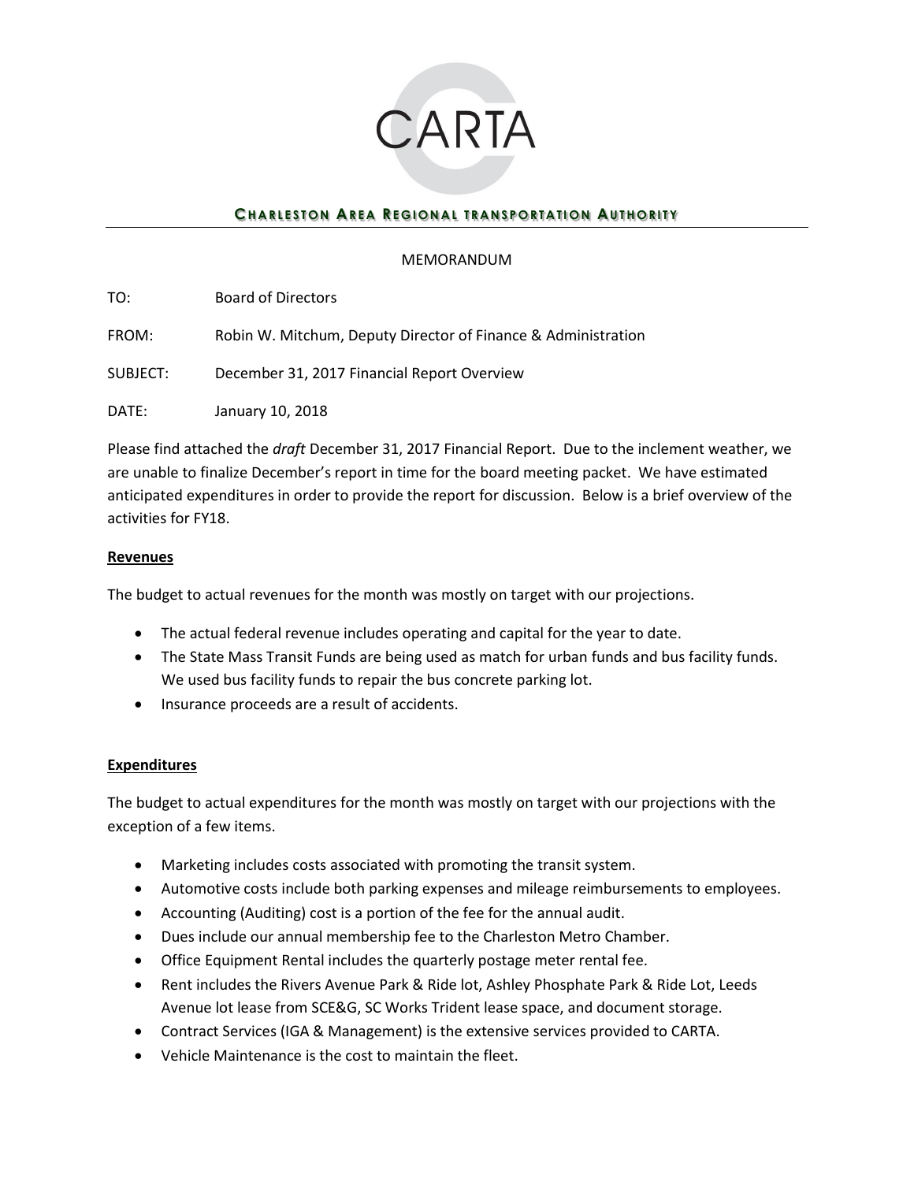# CARTA

**CHARLESTON AREA REGIONAL TRANSPORTATION AUTHORITY**

---

MEMORANDUM

TO: Board of Directors

FROM: Robin W. Mitchum, Deputy Director of Finance & Administration

SUBJECT: December 31, 2017 Financial Report Overview

DATE: January 10, 2018

Please find attached the *draft* December 31, 2017 Financial Report. Due to the inclement weather, we are unable to finalize December's report in time for the board meeting packet. We have estimated anticipated expenditures in order to provide the report for discussion. Below is a brief overview of the activities for FY18.

**Revenues**

The budget to actual revenues for the month was mostly on target with our projections.

- The actual federal revenue includes operating and capital for the year to date.
- The State Mass Transit Funds are being used as match for urban funds and bus facility funds. We used bus facility funds to repair the bus concrete parking lot.
- Insurance proceeds are a result of accidents.

**Expenditures**

The budget to actual expenditures for the month was mostly on target with our projections with the exception of a few items.

- Marketing includes costs associated with promoting the transit system.
- Automotive costs include both parking expenses and mileage reimbursements to employees.
- Accounting (Auditing) cost is a portion of the fee for the annual audit.
- Dues include our annual membership fee to the Charleston Metro Chamber.
- Office Equipment Rental includes the quarterly postage meter rental fee.
- Rent includes the Rivers Avenue Park & Ride lot, Ashley Phosphate Park & Ride Lot, Leeds Avenue lot lease from SCE&G, SC Works Trident lease space, and document storage.
- Contract Services (IGA & Management) is the extensive services provided to CARTA.
- Vehicle Maintenance is the cost to maintain the fleet.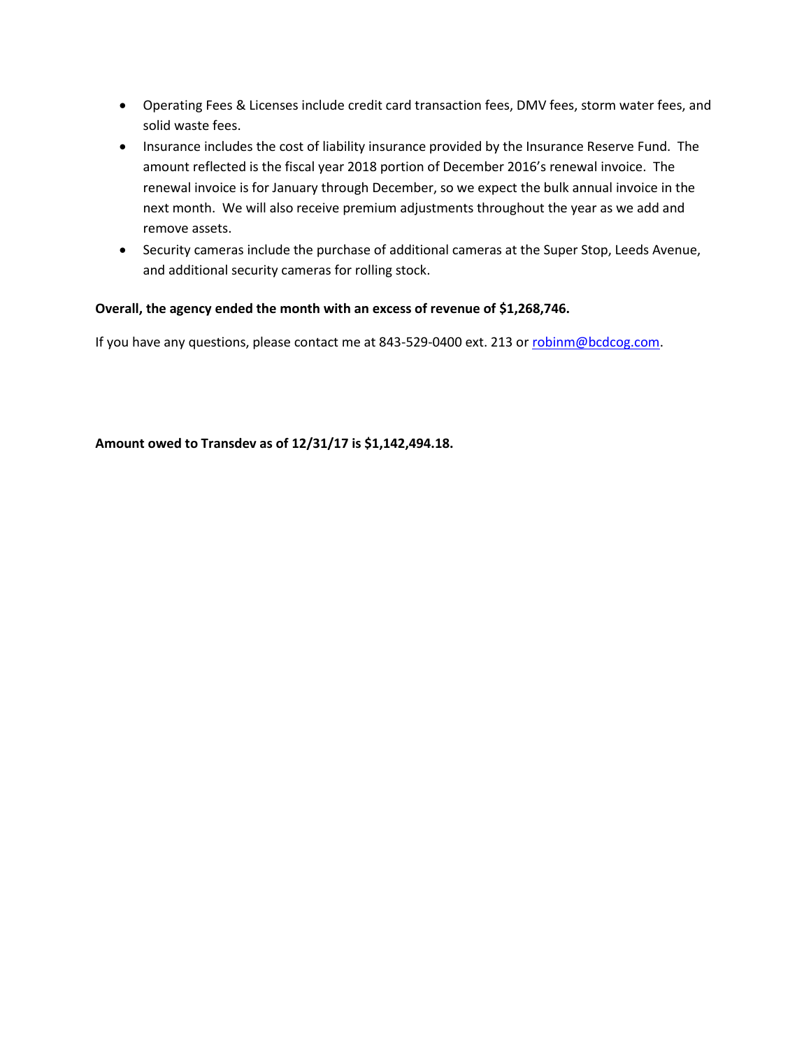- Operating Fees & Licenses include credit card transaction fees, DMV fees, storm water fees, and solid waste fees.
- Insurance includes the cost of liability insurance provided by the Insurance Reserve Fund. The amount reflected is the fiscal year 2018 portion of December 2016's renewal invoice. The renewal invoice is for January through December, so we expect the bulk annual invoice in the next month. We will also receive premium adjustments throughout the year as we add and remove assets.
- Security cameras include the purchase of additional cameras at the Super Stop, Leeds Avenue, and additional security cameras for rolling stock.

**Overall, the agency ended the month with an excess of revenue of $1,268,746.**

If you have any questions, please contact me at 843-529-0400 ext. 213 or robinm@bcdcog.com.

**Amount owed to Transdev as of 12/31/17 is $1,142,494.18.**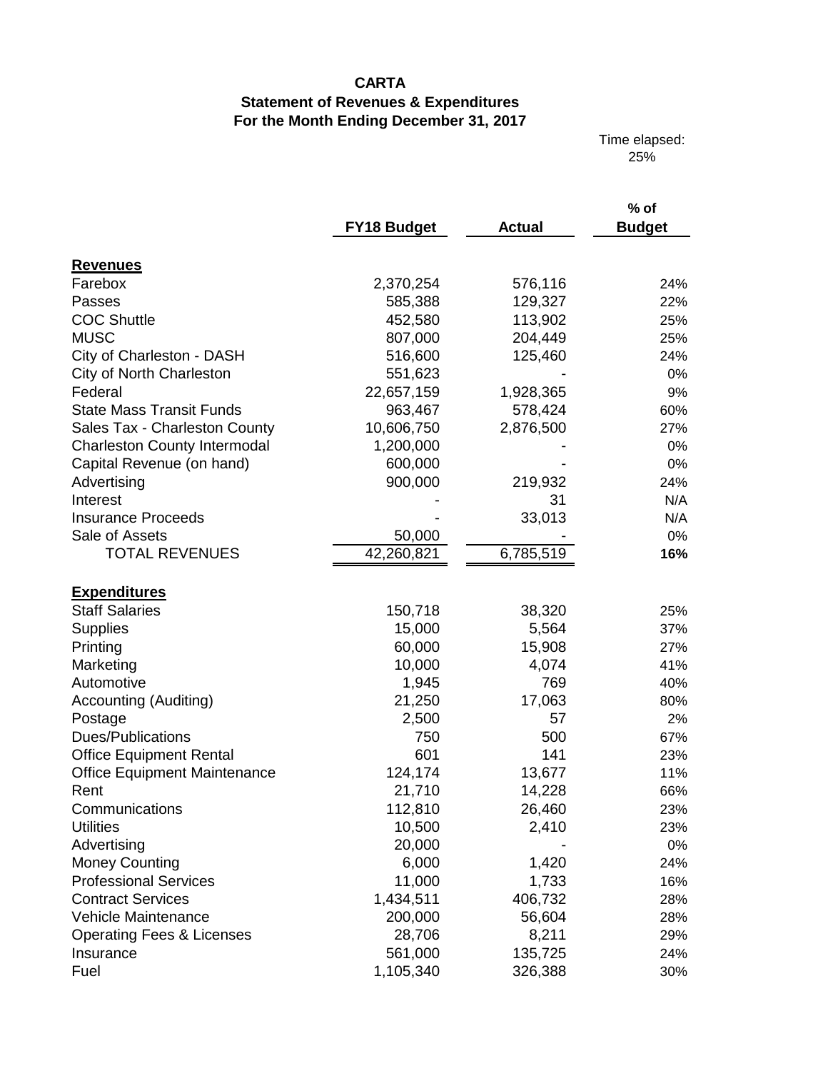**CARTA**
**Statement of Revenues & Expenditures**
**For the Month Ending December 31, 2017**

Time elapsed: 25%

| | FY18 Budget | Actual | % of Budget |
|---|---|---|---|
| **Revenues** | | | |
| Farebox | 2,370,254 | 576,116 | 24% |
| Passes | 585,388 | 129,327 | 22% |
| COC Shuttle | 452,580 | 113,902 | 25% |
| MUSC | 807,000 | 204,449 | 25% |
| City of Charleston - DASH | 516,600 | 125,460 | 24% |
| City of North Charleston | 551,623 | - | 0% |
| Federal | 22,657,159 | 1,928,365 | 9% |
| State Mass Transit Funds | 963,467 | 578,424 | 60% |
| Sales Tax - Charleston County | 10,606,750 | 2,876,500 | 27% |
| Charleston County Intermodal | 1,200,000 | - | 0% |
| Capital Revenue (on hand) | 600,000 | - | 0% |
| Advertising | 900,000 | 219,932 | 24% |
| Interest | - | 31 | N/A |
| Insurance Proceeds | - | 33,013 | N/A |
| Sale of Assets | 50,000 | - | 0% |
| TOTAL REVENUES | 42,260,821 | 6,785,519 | **16%** |
| **Expenditures** | | | |
| Staff Salaries | 150,718 | 38,320 | 25% |
| Supplies | 15,000 | 5,564 | 37% |
| Printing | 60,000 | 15,908 | 27% |
| Marketing | 10,000 | 4,074 | 41% |
| Automotive | 1,945 | 769 | 40% |
| Accounting (Auditing) | 21,250 | 17,063 | 80% |
| Postage | 2,500 | 57 | 2% |
| Dues/Publications | 750 | 500 | 67% |
| Office Equipment Rental | 601 | 141 | 23% |
| Office Equipment Maintenance | 124,174 | 13,677 | 11% |
| Rent | 21,710 | 14,228 | 66% |
| Communications | 112,810 | 26,460 | 23% |
| Utilities | 10,500 | 2,410 | 23% |
| Advertising | 20,000 | - | 0% |
| Money Counting | 6,000 | 1,420 | 24% |
| Professional Services | 11,000 | 1,733 | 16% |
| Contract Services | 1,434,511 | 406,732 | 28% |
| Vehicle Maintenance | 200,000 | 56,604 | 28% |
| Operating Fees & Licenses | 28,706 | 8,211 | 29% |
| Insurance | 561,000 | 135,725 | 24% |
| Fuel | 1,105,340 | 326,388 | 30% |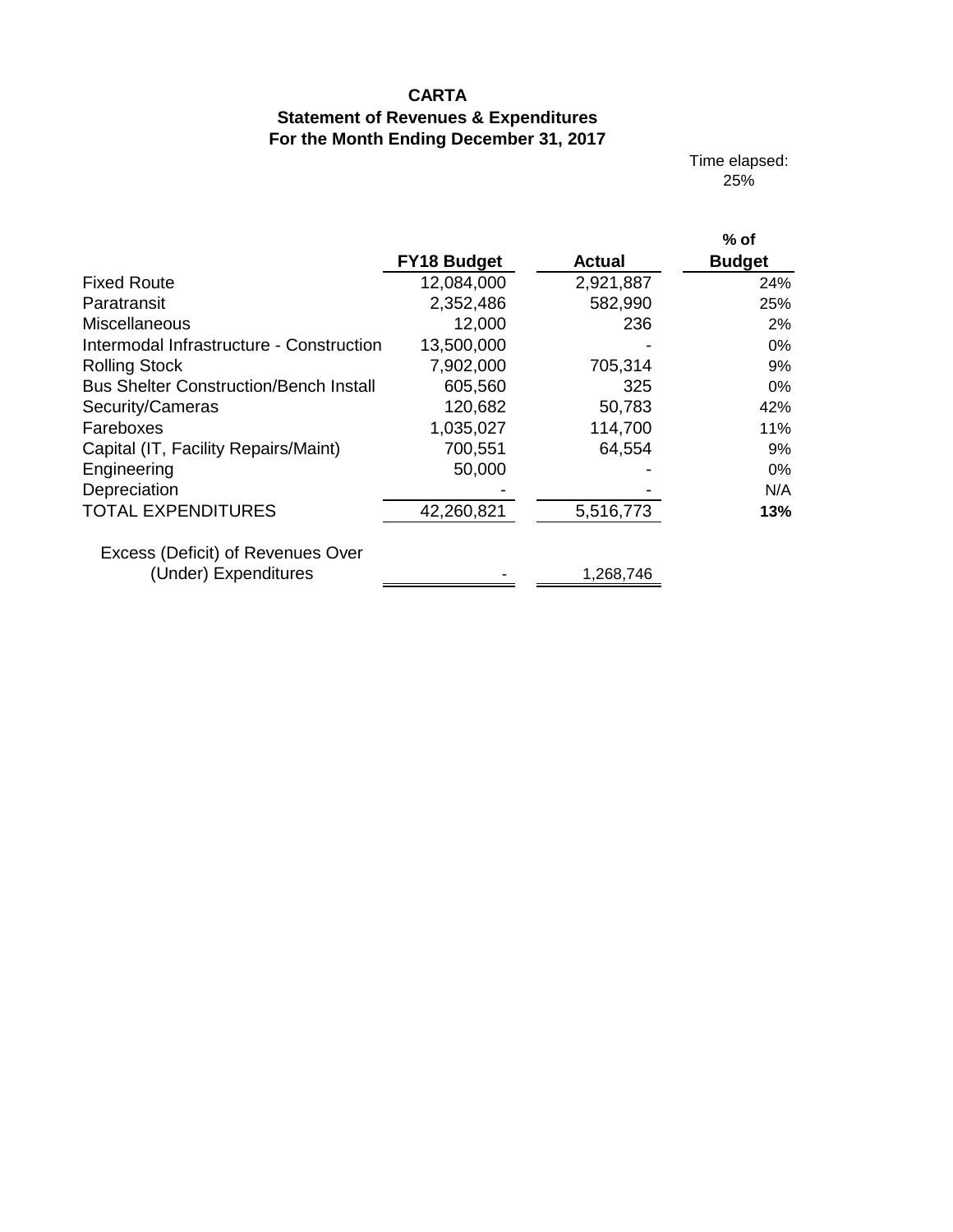**CARTA**
**Statement of Revenues & Expenditures**
**For the Month Ending December 31, 2017**

Time elapsed:
25%

| | FY18 Budget | Actual | % of Budget |
|---|---|---|---|
| Fixed Route | 12,084,000 | 2,921,887 | 24% |
| Paratransit | 2,352,486 | 582,990 | 25% |
| Miscellaneous | 12,000 | 236 | 2% |
| Intermodal Infrastructure - Construction | 13,500,000 | - | 0% |
| Rolling Stock | 7,902,000 | 705,314 | 9% |
| Bus Shelter Construction/Bench Install | 605,560 | 325 | 0% |
| Security/Cameras | 120,682 | 50,783 | 42% |
| Fareboxes | 1,035,027 | 114,700 | 11% |
| Capital (IT, Facility Repairs/Maint) | 700,551 | 64,554 | 9% |
| Engineering | 50,000 | - | 0% |
| Depreciation | - | - | N/A |
| TOTAL EXPENDITURES | 42,260,821 | 5,516,773 | **13%** |
| Excess (Deficit) of Revenues Over (Under) Expenditures | - | 1,268,746 | |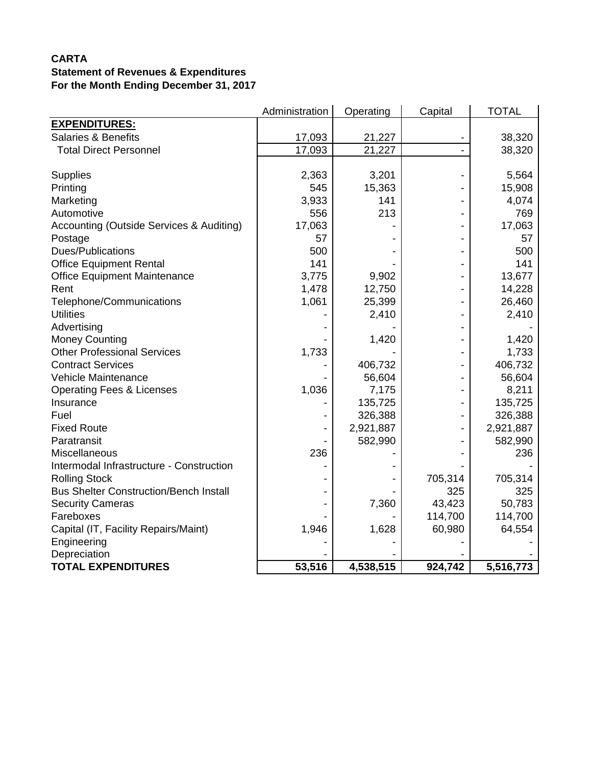**CARTA**
**Statement of Revenues & Expenditures**
**For the Month Ending December 31, 2017**

| | Administration | Operating | Capital | TOTAL |
|---|---|---|---|---|
| **EXPENDITURES:** | | | | |
| Salaries & Benefits | 17,093 | 21,227 | - | 38,320 |
| Total Direct Personnel | 17,093 | 21,227 | - | 38,320 |
| | | | | |
| Supplies | 2,363 | 3,201 | - | 5,564 |
| Printing | 545 | 15,363 | - | 15,908 |
| Marketing | 3,933 | 141 | - | 4,074 |
| Automotive | 556 | 213 | - | 769 |
| Accounting (Outside Services & Auditing) | 17,063 | - | - | 17,063 |
| Postage | 57 | - | - | 57 |
| Dues/Publications | 500 | - | - | 500 |
| Office Equipment Rental | 141 | - | - | 141 |
| Office Equipment Maintenance | 3,775 | 9,902 | - | 13,677 |
| Rent | 1,478 | 12,750 | - | 14,228 |
| Telephone/Communications | 1,061 | 25,399 | - | 26,460 |
| Utilities | - | 2,410 | - | 2,410 |
| Advertising | - | - | - | - |
| Money Counting | - | 1,420 | - | 1,420 |
| Other Professional Services | 1,733 | - | - | 1,733 |
| Contract Services | - | 406,732 | - | 406,732 |
| Vehicle Maintenance | - | 56,604 | - | 56,604 |
| Operating Fees & Licenses | 1,036 | 7,175 | - | 8,211 |
| Insurance | - | 135,725 | - | 135,725 |
| Fuel | - | 326,388 | - | 326,388 |
| Fixed Route | - | 2,921,887 | - | 2,921,887 |
| Paratransit | - | 582,990 | - | 582,990 |
| Miscellaneous | 236 | - | - | 236 |
| Intermodal Infrastructure - Construction | - | - | - | - |
| Rolling Stock | - | - | 705,314 | 705,314 |
| Bus Shelter Construction/Bench Install | - | - | 325 | 325 |
| Security Cameras | - | 7,360 | 43,423 | 50,783 |
| Fareboxes | - | - | 114,700 | 114,700 |
| Capital (IT, Facility Repairs/Maint) | 1,946 | 1,628 | 60,980 | 64,554 |
| Engineering | - | - | - | - |
| Depreciation | - | - | - | - |
| **TOTAL EXPENDITURES** | **53,516** | **4,538,515** | **924,742** | **5,516,773** |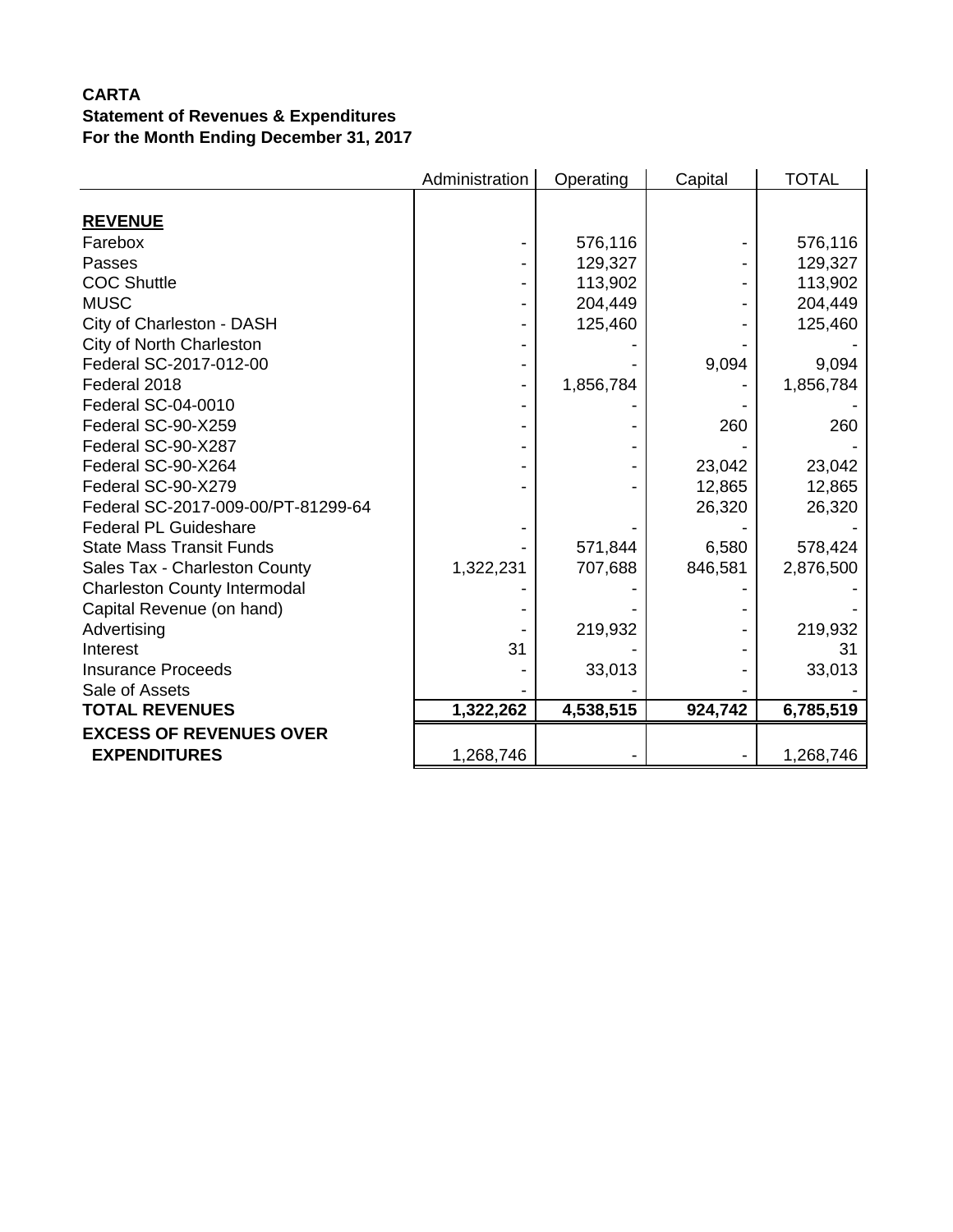**CARTA**
**Statement of Revenues & Expenditures**
**For the Month Ending December 31, 2017**

| | Administration | Operating | Capital | TOTAL |
|---|---|---|---|---|
| **REVENUE** | | | | |
| Farebox | - | 576,116 | - | 576,116 |
| Passes | - | 129,327 | - | 129,327 |
| COC Shuttle | - | 113,902 | - | 113,902 |
| MUSC | - | 204,449 | - | 204,449 |
| City of Charleston - DASH | - | 125,460 | - | 125,460 |
| City of North Charleston | - | - | - | - |
| Federal SC-2017-012-00 | - | - | 9,094 | 9,094 |
| Federal 2018 | - | 1,856,784 | - | 1,856,784 |
| Federal SC-04-0010 | - | - | - | - |
| Federal SC-90-X259 | - | - | 260 | 260 |
| Federal SC-90-X287 | - | - | - | - |
| Federal SC-90-X264 | - | - | 23,042 | 23,042 |
| Federal SC-90-X279 | - | - | 12,865 | 12,865 |
| Federal SC-2017-009-00/PT-81299-64 | | | 26,320 | 26,320 |
| Federal PL Guideshare | - | - | - | - |
| State Mass Transit Funds | - | 571,844 | 6,580 | 578,424 |
| Sales Tax - Charleston County | 1,322,231 | 707,688 | 846,581 | 2,876,500 |
| Charleston County Intermodal | - | - | - | - |
| Capital Revenue (on hand) | - | - | - | - |
| Advertising | - | 219,932 | - | 219,932 |
| Interest | 31 | - | - | 31 |
| Insurance Proceeds | - | 33,013 | - | 33,013 |
| Sale of Assets | - | - | - | - |
| **TOTAL REVENUES** | **1,322,262** | **4,538,515** | **924,742** | **6,785,519** |
| **EXCESS OF REVENUES OVER EXPENDITURES** | 1,268,746 | - | - | 1,268,746 |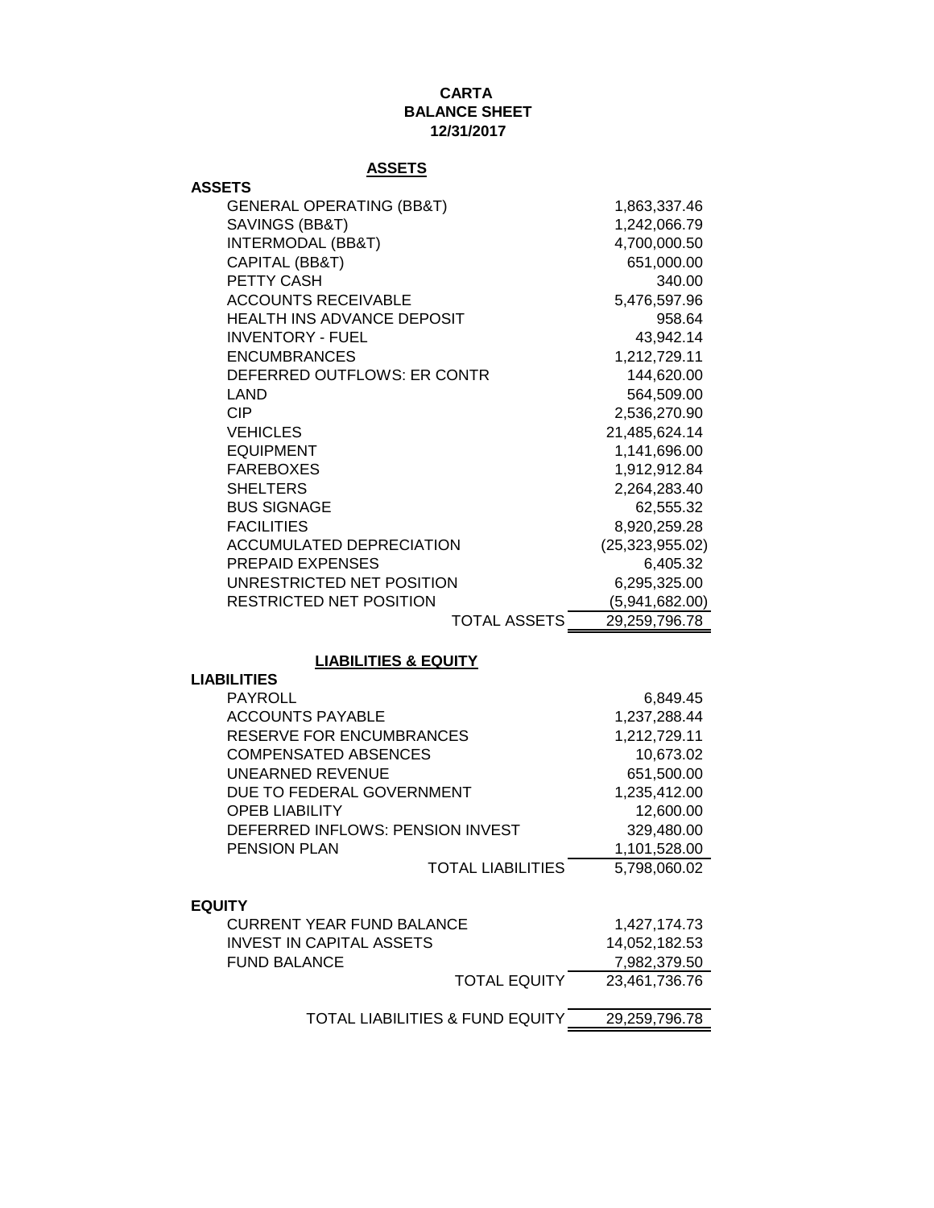**CARTA**
**BALANCE SHEET**
**12/31/2017**

## ASSETS

| | |
|---|---|
| **ASSETS** | |
| GENERAL OPERATING (BB&T) | 1,863,337.46 |
| SAVINGS (BB&T) | 1,242,066.79 |
| INTERMODAL (BB&T) | 4,700,000.50 |
| CAPITAL (BB&T) | 651,000.00 |
| PETTY CASH | 340.00 |
| ACCOUNTS RECEIVABLE | 5,476,597.96 |
| HEALTH INS ADVANCE DEPOSIT | 958.64 |
| INVENTORY - FUEL | 43,942.14 |
| ENCUMBRANCES | 1,212,729.11 |
| DEFERRED OUTFLOWS: ER CONTR | 144,620.00 |
| LAND | 564,509.00 |
| CIP | 2,536,270.90 |
| VEHICLES | 21,485,624.14 |
| EQUIPMENT | 1,141,696.00 |
| FAREBOXES | 1,912,912.84 |
| SHELTERS | 2,264,283.40 |
| BUS SIGNAGE | 62,555.32 |
| FACILITIES | 8,920,259.28 |
| ACCUMULATED DEPRECIATION | (25,323,955.02) |
| PREPAID EXPENSES | 6,405.32 |
| UNRESTRICTED NET POSITION | 6,295,325.00 |
| RESTRICTED NET POSITION | (5,941,682.00) |
| TOTAL ASSETS | 29,259,796.78 |

## LIABILITIES & EQUITY

| | |
|---|---|
| **LIABILITIES** | |
| PAYROLL | 6,849.45 |
| ACCOUNTS PAYABLE | 1,237,288.44 |
| RESERVE FOR ENCUMBRANCES | 1,212,729.11 |
| COMPENSATED ABSENCES | 10,673.02 |
| UNEARNED REVENUE | 651,500.00 |
| DUE TO FEDERAL GOVERNMENT | 1,235,412.00 |
| OPEB LIABILITY | 12,600.00 |
| DEFERRED INFLOWS: PENSION INVEST | 329,480.00 |
| PENSION PLAN | 1,101,528.00 |
| TOTAL LIABILITIES | 5,798,060.02 |
| | |
| **EQUITY** | |
| CURRENT YEAR FUND BALANCE | 1,427,174.73 |
| INVEST IN CAPITAL ASSETS | 14,052,182.53 |
| FUND BALANCE | 7,982,379.50 |
| TOTAL EQUITY | 23,461,736.76 |
| | |
| TOTAL LIABILITIES & FUND EQUITY | 29,259,796.78 |